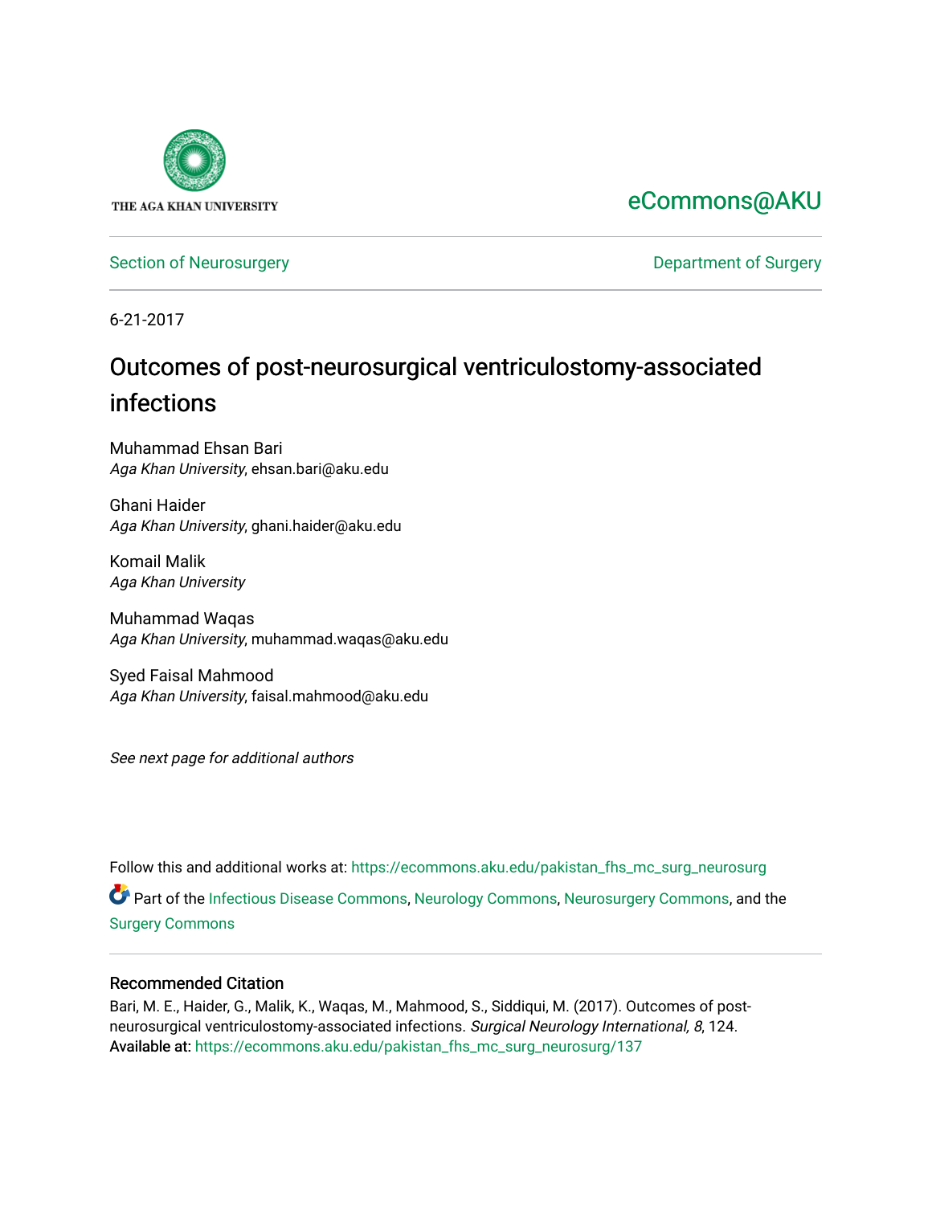THE AGA KHAN UNIVERSITY

eCommons@AKU

Section of Neurosurgery

Department of Surgery

6-21-2017

# Outcomes of post-neurosurgical ventriculostomy-associated infections

Muhammad Ehsan Bari
*Aga Khan University*, ehsan.bari@aku.edu

Ghani Haider
*Aga Khan University*, ghani.haider@aku.edu

Komail Malik
*Aga Khan University*

Muhammad Waqas
*Aga Khan University*, muhammad.waqas@aku.edu

Syed Faisal Mahmood
*Aga Khan University*, faisal.mahmood@aku.edu

*See next page for additional authors*

Follow this and additional works at: https://ecommons.aku.edu/pakistan_fhs_mc_surg_neurosurg

Part of the Infectious Disease Commons, Neurology Commons, Neurosurgery Commons, and the Surgery Commons

## Recommended Citation

Bari, M. E., Haider, G., Malik, K., Waqas, M., Mahmood, S., Siddiqui, M. (2017). Outcomes of post-neurosurgical ventriculostomy-associated infections. *Surgical Neurology International, 8*, 124.
Available at: https://ecommons.aku.edu/pakistan_fhs_mc_surg_neurosurg/137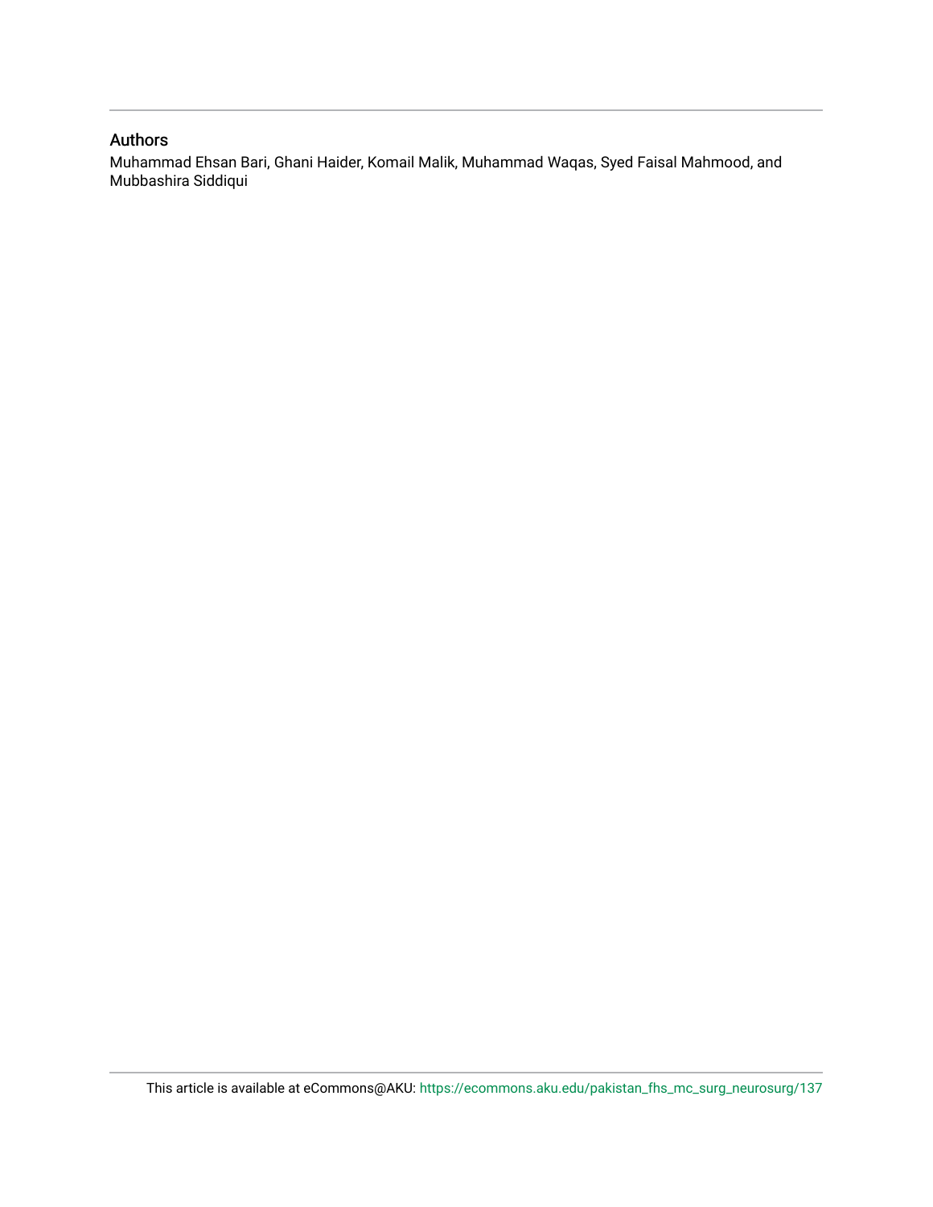## Authors

Muhammad Ehsan Bari, Ghani Haider, Komail Malik, Muhammad Waqas, Syed Faisal Mahmood, and Mubbashira Siddiqui

This article is available at eCommons@AKU: https://ecommons.aku.edu/pakistan_fhs_mc_surg_neurosurg/137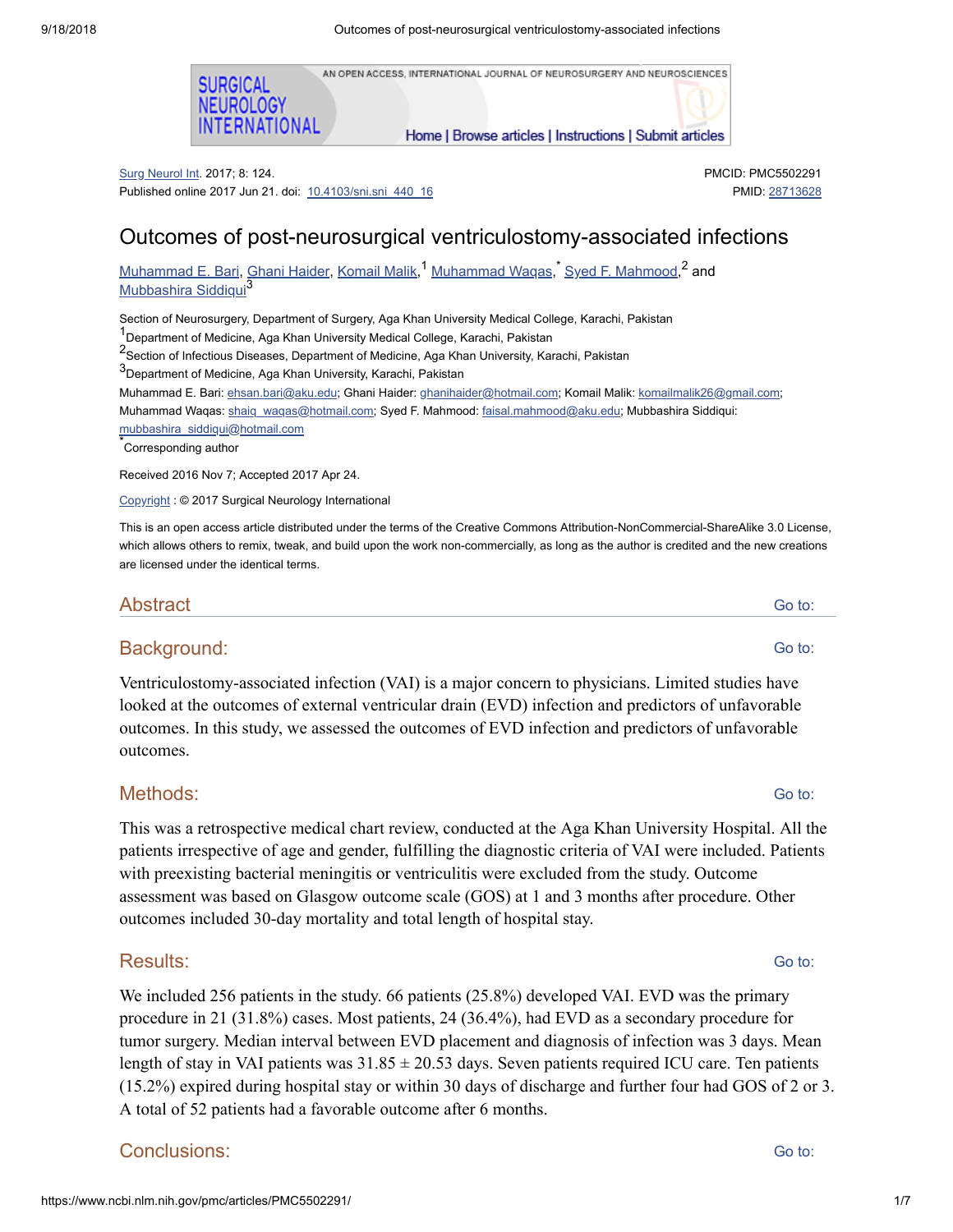Surg Neurol Int. 2017; 8: 124.
Published online 2017 Jun 21. doi: 10.4103/sni.sni_440_16

PMCID: PMC5502291
PMID: 28713628

# Outcomes of post-neurosurgical ventriculostomy-associated infections

Muhammad E. Bari, Ghani Haider, Komail Malik,[1] Muhammad Waqas,* Syed F. Mahmood,[2] and Mubbashira Siddiqui[3]

Section of Neurosurgery, Department of Surgery, Aga Khan University Medical College, Karachi, Pakistan

[1]Department of Medicine, Aga Khan University Medical College, Karachi, Pakistan

[2]Section of Infectious Diseases, Department of Medicine, Aga Khan University, Karachi, Pakistan

[3]Department of Medicine, Aga Khan University, Karachi, Pakistan

Muhammad E. Bari: ehsan.bari@aku.edu; Ghani Haider: ghanihaider@hotmail.com; Komail Malik: komailmalik26@gmail.com; Muhammad Waqas: shaiq_waqas@hotmail.com; Syed F. Mahmood: faisal.mahmood@aku.edu; Mubbashira Siddiqui: mubbashira_siddiqui@hotmail.com

*Corresponding author

Received 2016 Nov 7; Accepted 2017 Apr 24.

Copyright : © 2017 Surgical Neurology International

This is an open access article distributed under the terms of the Creative Commons Attribution-NonCommercial-ShareAlike 3.0 License, which allows others to remix, tweak, and build upon the work non-commercially, as long as the author is credited and the new creations are licensed under the identical terms.

## Abstract

### Background:

Ventriculostomy-associated infection (VAI) is a major concern to physicians. Limited studies have looked at the outcomes of external ventricular drain (EVD) infection and predictors of unfavorable outcomes. In this study, we assessed the outcomes of EVD infection and predictors of unfavorable outcomes.

### Methods:

This was a retrospective medical chart review, conducted at the Aga Khan University Hospital. All the patients irrespective of age and gender, fulfilling the diagnostic criteria of VAI were included. Patients with preexisting bacterial meningitis or ventriculitis were excluded from the study. Outcome assessment was based on Glasgow outcome scale (GOS) at 1 and 3 months after procedure. Other outcomes included 30-day mortality and total length of hospital stay.

### Results:

We included 256 patients in the study. 66 patients (25.8%) developed VAI. EVD was the primary procedure in 21 (31.8%) cases. Most patients, 24 (36.4%), had EVD as a secondary procedure for tumor surgery. Median interval between EVD placement and diagnosis of infection was 3 days. Mean length of stay in VAI patients was 31.85 ± 20.53 days. Seven patients required ICU care. Ten patients (15.2%) expired during hospital stay or within 30 days of discharge and further four had GOS of 2 or 3. A total of 52 patients had a favorable outcome after 6 months.

### Conclusions: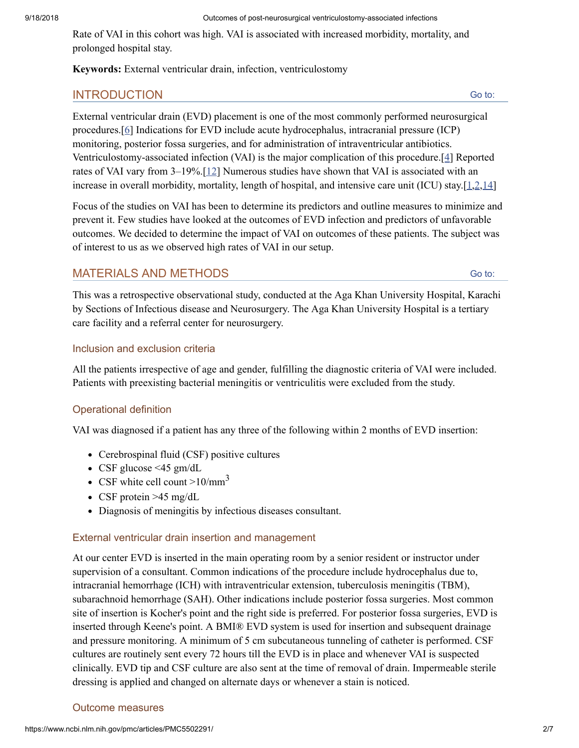Rate of VAI in this cohort was high. VAI is associated with increased morbidity, mortality, and prolonged hospital stay.

**Keywords:** External ventricular drain, infection, ventriculostomy

## INTRODUCTION

External ventricular drain (EVD) placement is one of the most commonly performed neurosurgical procedures.[6] Indications for EVD include acute hydrocephalus, intracranial pressure (ICP) monitoring, posterior fossa surgeries, and for administration of intraventricular antibiotics. Ventriculostomy-associated infection (VAI) is the major complication of this procedure.[4] Reported rates of VAI vary from 3–19%.[12] Numerous studies have shown that VAI is associated with an increase in overall morbidity, mortality, length of hospital, and intensive care unit (ICU) stay.[1,2,14]

Focus of the studies on VAI has been to determine its predictors and outline measures to minimize and prevent it. Few studies have looked at the outcomes of EVD infection and predictors of unfavorable outcomes. We decided to determine the impact of VAI on outcomes of these patients. The subject was of interest to us as we observed high rates of VAI in our setup.

## MATERIALS AND METHODS

This was a retrospective observational study, conducted at the Aga Khan University Hospital, Karachi by Sections of Infectious disease and Neurosurgery. The Aga Khan University Hospital is a tertiary care facility and a referral center for neurosurgery.

### Inclusion and exclusion criteria

All the patients irrespective of age and gender, fulfilling the diagnostic criteria of VAI were included. Patients with preexisting bacterial meningitis or ventriculitis were excluded from the study.

### Operational definition

VAI was diagnosed if a patient has any three of the following within 2 months of EVD insertion:

- Cerebrospinal fluid (CSF) positive cultures
- CSF glucose <45 gm/dL
- CSF white cell count >10/mm$^3$
- CSF protein >45 mg/dL
- Diagnosis of meningitis by infectious diseases consultant.

### External ventricular drain insertion and management

At our center EVD is inserted in the main operating room by a senior resident or instructor under supervision of a consultant. Common indications of the procedure include hydrocephalus due to, intracranial hemorrhage (ICH) with intraventricular extension, tuberculosis meningitis (TBM), subarachnoid hemorrhage (SAH). Other indications include posterior fossa surgeries. Most common site of insertion is Kocher's point and the right side is preferred. For posterior fossa surgeries, EVD is inserted through Keene's point. A BMI® EVD system is used for insertion and subsequent drainage and pressure monitoring. A minimum of 5 cm subcutaneous tunneling of catheter is performed. CSF cultures are routinely sent every 72 hours till the EVD is in place and whenever VAI is suspected clinically. EVD tip and CSF culture are also sent at the time of removal of drain. Impermeable sterile dressing is applied and changed on alternate days or whenever a stain is noticed.

### Outcome measures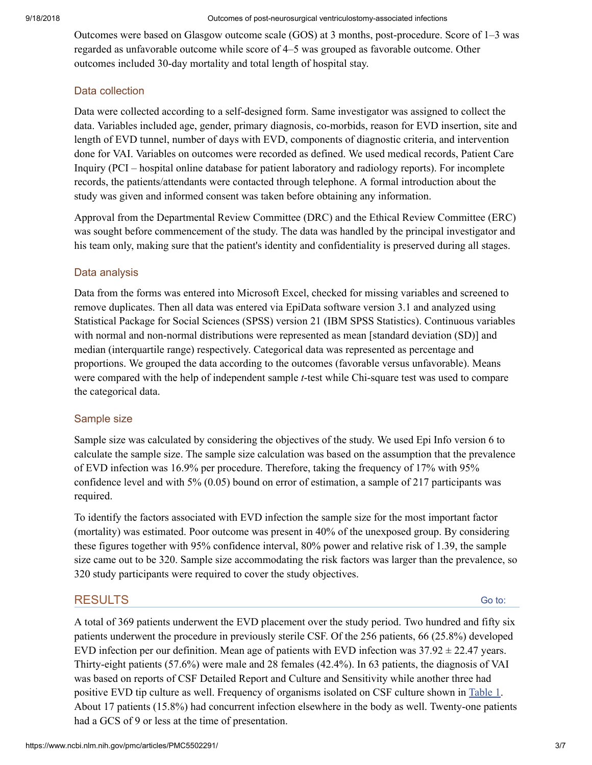Outcomes were based on Glasgow outcome scale (GOS) at 3 months, post-procedure. Score of 1–3 was regarded as unfavorable outcome while score of 4–5 was grouped as favorable outcome. Other outcomes included 30-day mortality and total length of hospital stay.

### Data collection

Data were collected according to a self-designed form. Same investigator was assigned to collect the data. Variables included age, gender, primary diagnosis, co-morbids, reason for EVD insertion, site and length of EVD tunnel, number of days with EVD, components of diagnostic criteria, and intervention done for VAI. Variables on outcomes were recorded as defined. We used medical records, Patient Care Inquiry (PCI – hospital online database for patient laboratory and radiology reports). For incomplete records, the patients/attendants were contacted through telephone. A formal introduction about the study was given and informed consent was taken before obtaining any information.

Approval from the Departmental Review Committee (DRC) and the Ethical Review Committee (ERC) was sought before commencement of the study. The data was handled by the principal investigator and his team only, making sure that the patient's identity and confidentiality is preserved during all stages.

### Data analysis

Data from the forms was entered into Microsoft Excel, checked for missing variables and screened to remove duplicates. Then all data was entered via EpiData software version 3.1 and analyzed using Statistical Package for Social Sciences (SPSS) version 21 (IBM SPSS Statistics). Continuous variables with normal and non-normal distributions were represented as mean [standard deviation (SD)] and median (interquartile range) respectively. Categorical data was represented as percentage and proportions. We grouped the data according to the outcomes (favorable versus unfavorable). Means were compared with the help of independent sample *t*-test while Chi-square test was used to compare the categorical data.

### Sample size

Sample size was calculated by considering the objectives of the study. We used Epi Info version 6 to calculate the sample size. The sample size calculation was based on the assumption that the prevalence of EVD infection was 16.9% per procedure. Therefore, taking the frequency of 17% with 95% confidence level and with 5% (0.05) bound on error of estimation, a sample of 217 participants was required.

To identify the factors associated with EVD infection the sample size for the most important factor (mortality) was estimated. Poor outcome was present in 40% of the unexposed group. By considering these figures together with 95% confidence interval, 80% power and relative risk of 1.39, the sample size came out to be 320. Sample size accommodating the risk factors was larger than the prevalence, so 320 study participants were required to cover the study objectives.

## RESULTS

A total of 369 patients underwent the EVD placement over the study period. Two hundred and fifty six patients underwent the procedure in previously sterile CSF. Of the 256 patients, 66 (25.8%) developed EVD infection per our definition. Mean age of patients with EVD infection was $37.92 \pm 22.47$ years. Thirty-eight patients (57.6%) were male and 28 females (42.4%). In 63 patients, the diagnosis of VAI was based on reports of CSF Detailed Report and Culture and Sensitivity while another three had positive EVD tip culture as well. Frequency of organisms isolated on CSF culture shown in Table 1. About 17 patients (15.8%) had concurrent infection elsewhere in the body as well. Twenty-one patients had a GCS of 9 or less at the time of presentation.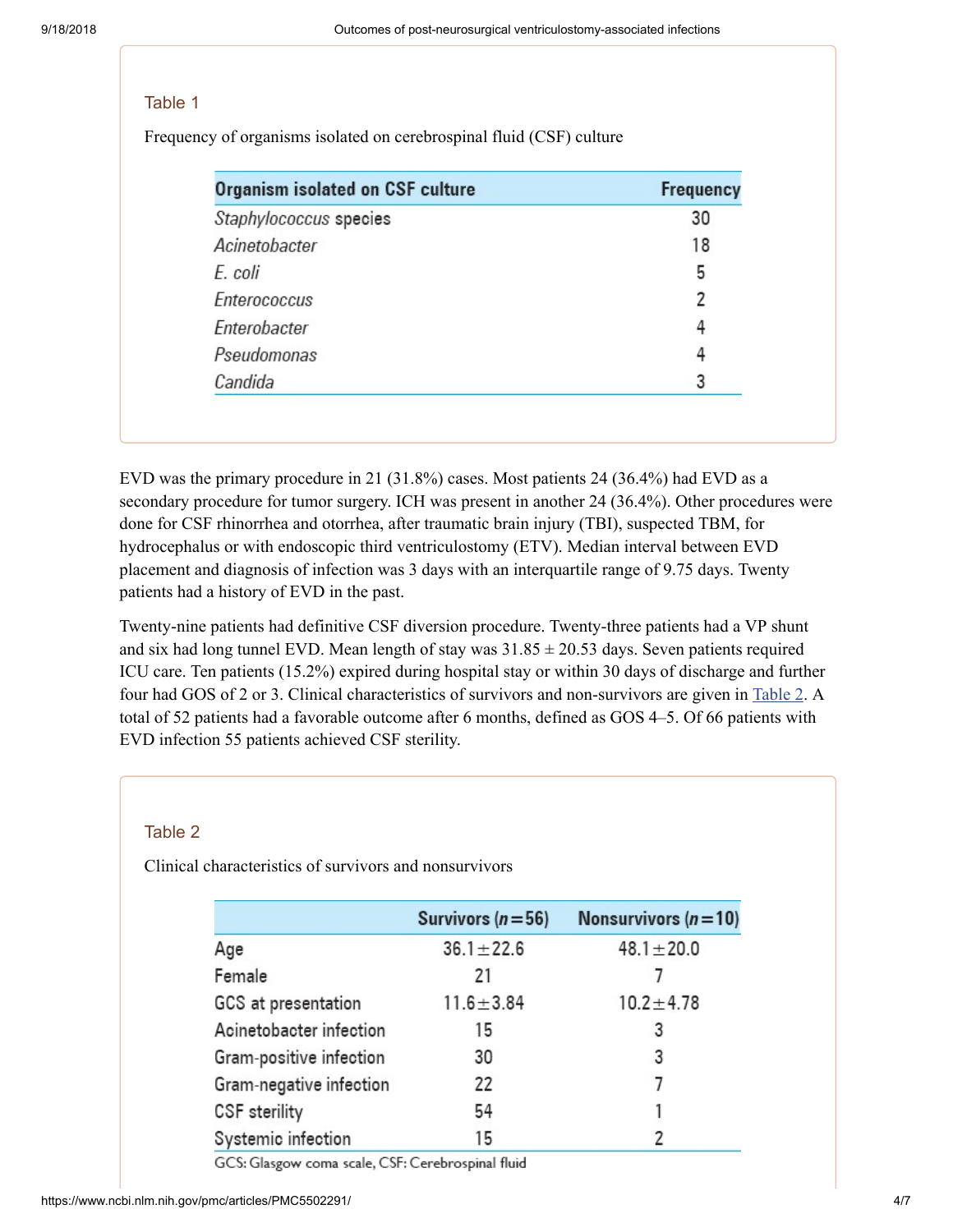### Table 1

Frequency of organisms isolated on cerebrospinal fluid (CSF) culture

| Organism isolated on CSF culture | Frequency |
| --- | --- |
| *Staphylococcus* species | 30 |
| *Acinetobacter* | 18 |
| *E. coli* | 5 |
| *Enterococcus* | 2 |
| *Enterobacter* | 4 |
| *Pseudomonas* | 4 |
| *Candida* | 3 |

EVD was the primary procedure in 21 (31.8%) cases. Most patients 24 (36.4%) had EVD as a secondary procedure for tumor surgery. ICH was present in another 24 (36.4%). Other procedures were done for CSF rhinorrhea and otorrhea, after traumatic brain injury (TBI), suspected TBM, for hydrocephalus or with endoscopic third ventriculostomy (ETV). Median interval between EVD placement and diagnosis of infection was 3 days with an interquartile range of 9.75 days. Twenty patients had a history of EVD in the past.

Twenty-nine patients had definitive CSF diversion procedure. Twenty-three patients had a VP shunt and six had long tunnel EVD. Mean length of stay was 31.85 ± 20.53 days. Seven patients required ICU care. Ten patients (15.2%) expired during hospital stay or within 30 days of discharge and further four had GOS of 2 or 3. Clinical characteristics of survivors and non-survivors are given in Table 2. A total of 52 patients had a favorable outcome after 6 months, defined as GOS 4–5. Of 66 patients with EVD infection 55 patients achieved CSF sterility.

### Table 2

Clinical characteristics of survivors and nonsurvivors

| | Survivors ($n$=56) | Nonsurvivors ($n$=10) |
| --- | --- | --- |
| Age | 36.1±22.6 | 48.1±20.0 |
| Female | 21 | 7 |
| GCS at presentation | 11.6±3.84 | 10.2±4.78 |
| Acinetobacter infection | 15 | 3 |
| Gram-positive infection | 30 | 3 |
| Gram-negative infection | 22 | 7 |
| CSF sterility | 54 | 1 |
| Systemic infection | 15 | 2 |

GCS: Glasgow coma scale, CSF: Cerebrospinal fluid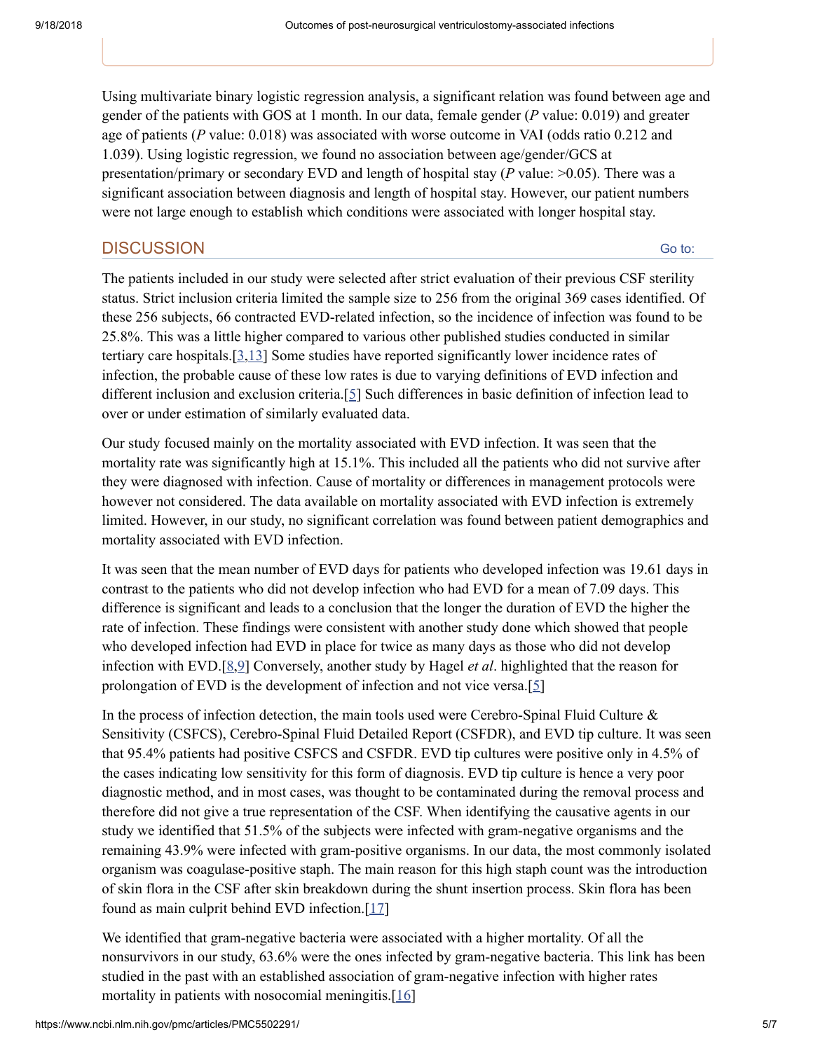Using multivariate binary logistic regression analysis, a significant relation was found between age and gender of the patients with GOS at 1 month. In our data, female gender (*P* value: 0.019) and greater age of patients (*P* value: 0.018) was associated with worse outcome in VAI (odds ratio 0.212 and 1.039). Using logistic regression, we found no association between age/gender/GCS at presentation/primary or secondary EVD and length of hospital stay (*P* value: >0.05). There was a significant association between diagnosis and length of hospital stay. However, our patient numbers were not large enough to establish which conditions were associated with longer hospital stay.

## DISCUSSION

The patients included in our study were selected after strict evaluation of their previous CSF sterility status. Strict inclusion criteria limited the sample size to 256 from the original 369 cases identified. Of these 256 subjects, 66 contracted EVD-related infection, so the incidence of infection was found to be 25.8%. This was a little higher compared to various other published studies conducted in similar tertiary care hospitals.[3,13] Some studies have reported significantly lower incidence rates of infection, the probable cause of these low rates is due to varying definitions of EVD infection and different inclusion and exclusion criteria.[5] Such differences in basic definition of infection lead to over or under estimation of similarly evaluated data.

Our study focused mainly on the mortality associated with EVD infection. It was seen that the mortality rate was significantly high at 15.1%. This included all the patients who did not survive after they were diagnosed with infection. Cause of mortality or differences in management protocols were however not considered. The data available on mortality associated with EVD infection is extremely limited. However, in our study, no significant correlation was found between patient demographics and mortality associated with EVD infection.

It was seen that the mean number of EVD days for patients who developed infection was 19.61 days in contrast to the patients who did not develop infection who had EVD for a mean of 7.09 days. This difference is significant and leads to a conclusion that the longer the duration of EVD the higher the rate of infection. These findings were consistent with another study done which showed that people who developed infection had EVD in place for twice as many days as those who did not develop infection with EVD.[8,9] Conversely, another study by Hagel *et al*. highlighted that the reason for prolongation of EVD is the development of infection and not vice versa.[5]

In the process of infection detection, the main tools used were Cerebro-Spinal Fluid Culture & Sensitivity (CSFCS), Cerebro-Spinal Fluid Detailed Report (CSFDR), and EVD tip culture. It was seen that 95.4% patients had positive CSFCS and CSFDR. EVD tip cultures were positive only in 4.5% of the cases indicating low sensitivity for this form of diagnosis. EVD tip culture is hence a very poor diagnostic method, and in most cases, was thought to be contaminated during the removal process and therefore did not give a true representation of the CSF. When identifying the causative agents in our study we identified that 51.5% of the subjects were infected with gram-negative organisms and the remaining 43.9% were infected with gram-positive organisms. In our data, the most commonly isolated organism was coagulase-positive staph. The main reason for this high staph count was the introduction of skin flora in the CSF after skin breakdown during the shunt insertion process. Skin flora has been found as main culprit behind EVD infection.[17]

We identified that gram-negative bacteria were associated with a higher mortality. Of all the nonsurvivors in our study, 63.6% were the ones infected by gram-negative bacteria. This link has been studied in the past with an established association of gram-negative infection with higher rates mortality in patients with nosocomial meningitis.[16]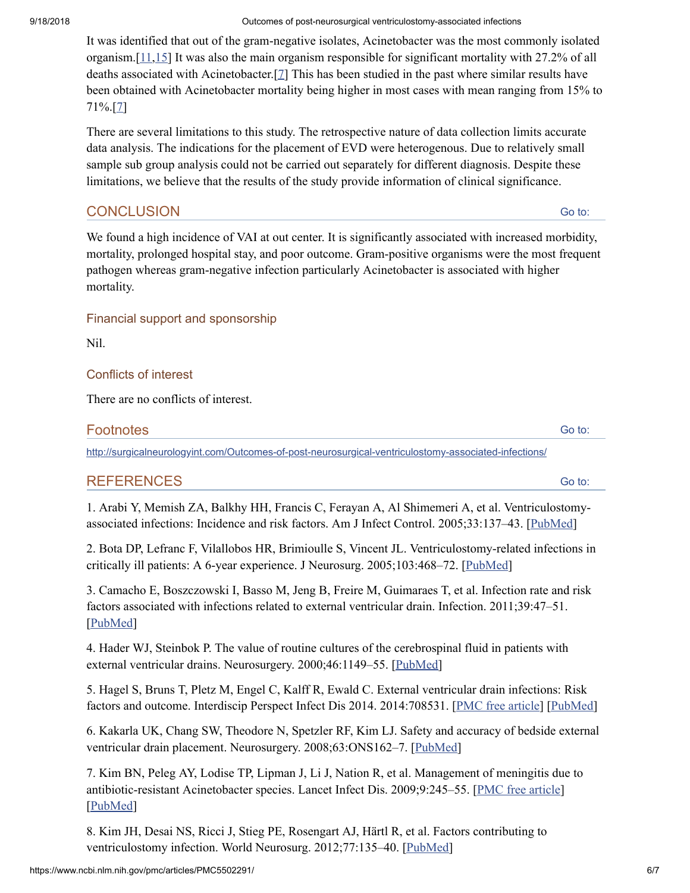It was identified that out of the gram-negative isolates, Acinetobacter was the most commonly isolated organism.[11,15] It was also the main organism responsible for significant mortality with 27.2% of all deaths associated with Acinetobacter.[7] This has been studied in the past where similar results have been obtained with Acinetobacter mortality being higher in most cases with mean ranging from 15% to 71%.[7]

There are several limitations to this study. The retrospective nature of data collection limits accurate data analysis. The indications for the placement of EVD were heterogenous. Due to relatively small sample sub group analysis could not be carried out separately for different diagnosis. Despite these limitations, we believe that the results of the study provide information of clinical significance.

## CONCLUSION

We found a high incidence of VAI at out center. It is significantly associated with increased morbidity, mortality, prolonged hospital stay, and poor outcome. Gram-positive organisms were the most frequent pathogen whereas gram-negative infection particularly Acinetobacter is associated with higher mortality.

### Financial support and sponsorship

Nil.

### Conflicts of interest

There are no conflicts of interest.

## Footnotes

http://surgicalneurologyint.com/Outcomes-of-post-neurosurgical-ventriculostomy-associated-infections/

## REFERENCES

1. Arabi Y, Memish ZA, Balkhy HH, Francis C, Ferayan A, Al Shimemeri A, et al. Ventriculostomy-associated infections: Incidence and risk factors. Am J Infect Control. 2005;33:137–43. [PubMed]

2. Bota DP, Lefranc F, Vilallobos HR, Brimioulle S, Vincent JL. Ventriculostomy-related infections in critically ill patients: A 6-year experience. J Neurosurg. 2005;103:468–72. [PubMed]

3. Camacho E, Boszczowski I, Basso M, Jeng B, Freire M, Guimaraes T, et al. Infection rate and risk factors associated with infections related to external ventricular drain. Infection. 2011;39:47–51. [PubMed]

4. Hader WJ, Steinbok P. The value of routine cultures of the cerebrospinal fluid in patients with external ventricular drains. Neurosurgery. 2000;46:1149–55. [PubMed]

5. Hagel S, Bruns T, Pletz M, Engel C, Kalff R, Ewald C. External ventricular drain infections: Risk factors and outcome. Interdiscip Perspect Infect Dis 2014. 2014:708531. [PMC free article] [PubMed]

6. Kakarla UK, Chang SW, Theodore N, Spetzler RF, Kim LJ. Safety and accuracy of bedside external ventricular drain placement. Neurosurgery. 2008;63:ONS162–7. [PubMed]

7. Kim BN, Peleg AY, Lodise TP, Lipman J, Li J, Nation R, et al. Management of meningitis due to antibiotic-resistant Acinetobacter species. Lancet Infect Dis. 2009;9:245–55. [PMC free article] [PubMed]

8. Kim JH, Desai NS, Ricci J, Stieg PE, Rosengart AJ, Härtl R, et al. Factors contributing to ventriculostomy infection. World Neurosurg. 2012;77:135–40. [PubMed]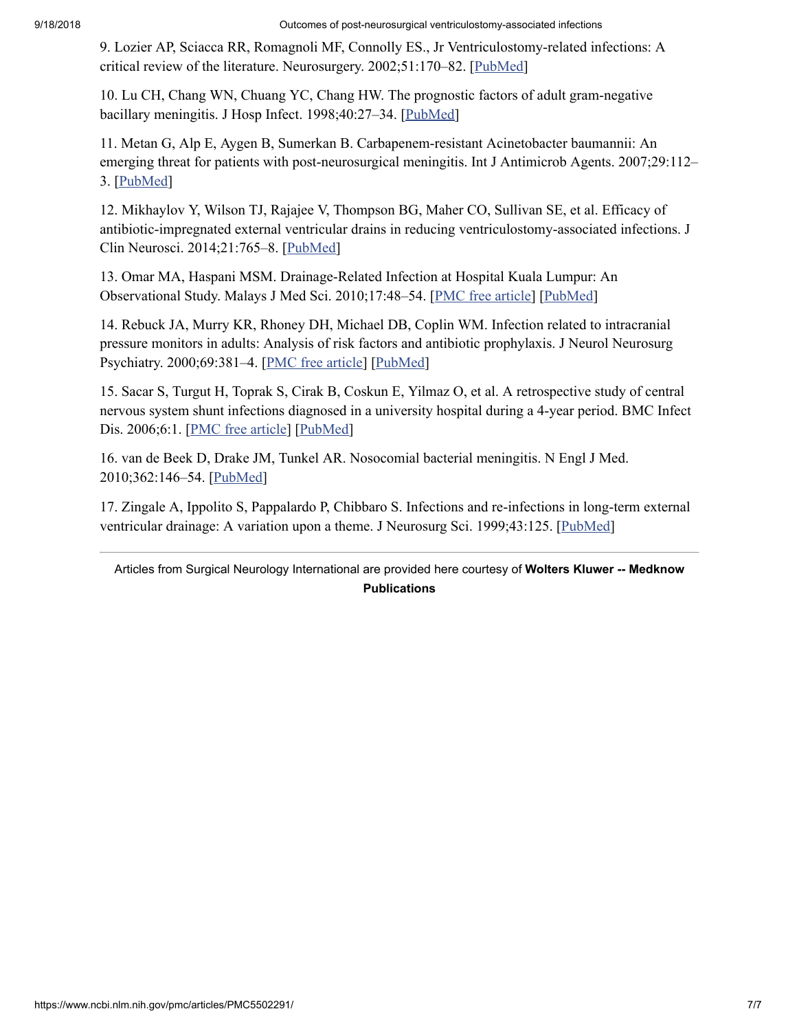9. Lozier AP, Sciacca RR, Romagnoli MF, Connolly ES., Jr Ventriculostomy-related infections: A critical review of the literature. Neurosurgery. 2002;51:170–82. [PubMed]

10. Lu CH, Chang WN, Chuang YC, Chang HW. The prognostic factors of adult gram-negative bacillary meningitis. J Hosp Infect. 1998;40:27–34. [PubMed]

11. Metan G, Alp E, Aygen B, Sumerkan B. Carbapenem-resistant Acinetobacter baumannii: An emerging threat for patients with post-neurosurgical meningitis. Int J Antimicrob Agents. 2007;29:112–3. [PubMed]

12. Mikhaylov Y, Wilson TJ, Rajajee V, Thompson BG, Maher CO, Sullivan SE, et al. Efficacy of antibiotic-impregnated external ventricular drains in reducing ventriculostomy-associated infections. J Clin Neurosci. 2014;21:765–8. [PubMed]

13. Omar MA, Haspani MSM. Drainage-Related Infection at Hospital Kuala Lumpur: An Observational Study. Malays J Med Sci. 2010;17:48–54. [PMC free article] [PubMed]

14. Rebuck JA, Murry KR, Rhoney DH, Michael DB, Coplin WM. Infection related to intracranial pressure monitors in adults: Analysis of risk factors and antibiotic prophylaxis. J Neurol Neurosurg Psychiatry. 2000;69:381–4. [PMC free article] [PubMed]

15. Sacar S, Turgut H, Toprak S, Cirak B, Coskun E, Yilmaz O, et al. A retrospective study of central nervous system shunt infections diagnosed in a university hospital during a 4-year period. BMC Infect Dis. 2006;6:1. [PMC free article] [PubMed]

16. van de Beek D, Drake JM, Tunkel AR. Nosocomial bacterial meningitis. N Engl J Med. 2010;362:146–54. [PubMed]

17. Zingale A, Ippolito S, Pappalardo P, Chibbaro S. Infections and re-infections in long-term external ventricular drainage: A variation upon a theme. J Neurosurg Sci. 1999;43:125. [PubMed]

---

Articles from Surgical Neurology International are provided here courtesy of **Wolters Kluwer -- Medknow Publications**